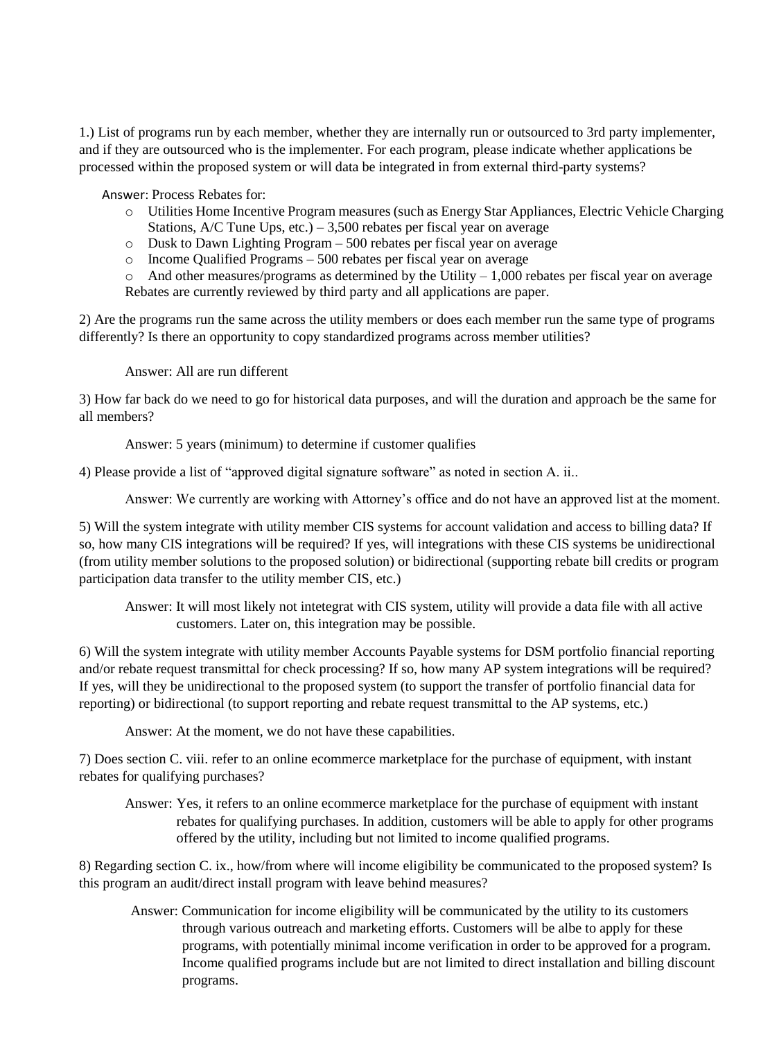1.) List of programs run by each member, whether they are internally run or outsourced to 3rd party implementer, and if they are outsourced who is the implementer. For each program, please indicate whether applications be processed within the proposed system or will data be integrated in from external third-party systems?

Answer: Process Rebates for:

- Utilities Home Incentive Program measures (such as Energy Star Appliances, Electric Vehicle Charging Stations, A/C Tune Ups, etc.) – 3,500 rebates per fiscal year on average
- Dusk to Dawn Lighting Program – 500 rebates per fiscal year on average
- Income Qualified Programs – 500 rebates per fiscal year on average
- And other measures/programs as determined by the Utility – 1,000 rebates per fiscal year on average

Rebates are currently reviewed by third party and all applications are paper.

2) Are the programs run the same across the utility members or does each member run the same type of programs differently? Is there an opportunity to copy standardized programs across member utilities?

Answer: All are run different

3) How far back do we need to go for historical data purposes, and will the duration and approach be the same for all members?

Answer: 5 years (minimum) to determine if customer qualifies

4) Please provide a list of "approved digital signature software" as noted in section A. ii..

Answer: We currently are working with Attorney's office and do not have an approved list at the moment.

5) Will the system integrate with utility member CIS systems for account validation and access to billing data? If so, how many CIS integrations will be required? If yes, will integrations with these CIS systems be unidirectional (from utility member solutions to the proposed solution) or bidirectional (supporting rebate bill credits or program participation data transfer to the utility member CIS, etc.)

Answer: It will most likely not intetegrat with CIS system, utility will provide a data file with all active customers. Later on, this integration may be possible.

6) Will the system integrate with utility member Accounts Payable systems for DSM portfolio financial reporting and/or rebate request transmittal for check processing? If so, how many AP system integrations will be required? If yes, will they be unidirectional to the proposed system (to support the transfer of portfolio financial data for reporting) or bidirectional (to support reporting and rebate request transmittal to the AP systems, etc.)

Answer: At the moment, we do not have these capabilities.

7) Does section C. viii. refer to an online ecommerce marketplace for the purchase of equipment, with instant rebates for qualifying purchases?

Answer: Yes, it refers to an online ecommerce marketplace for the purchase of equipment with instant rebates for qualifying purchases. In addition, customers will be able to apply for other programs offered by the utility, including but not limited to income qualified programs.

8) Regarding section C. ix., how/from where will income eligibility be communicated to the proposed system? Is this program an audit/direct install program with leave behind measures?

Answer: Communication for income eligibility will be communicated by the utility to its customers through various outreach and marketing efforts. Customers will be albe to apply for these programs, with potentially minimal income verification in order to be approved for a program. Income qualified programs include but are not limited to direct installation and billing discount programs.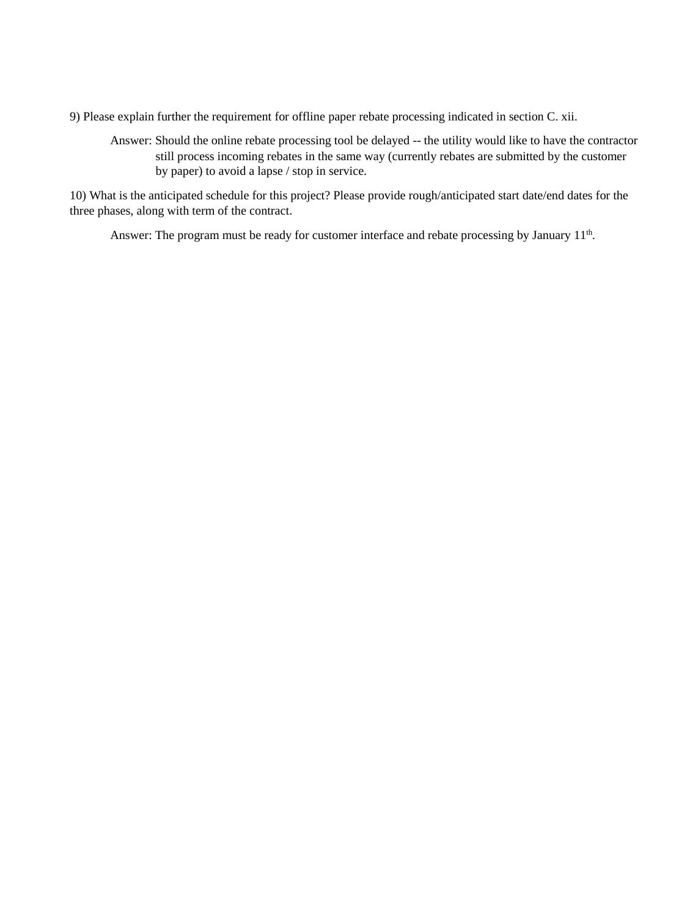9) Please explain further the requirement for offline paper rebate processing indicated in section C. xii.

Answer: Should the online rebate processing tool be delayed -- the utility would like to have the contractor still process incoming rebates in the same way (currently rebates are submitted by the customer by paper) to avoid a lapse / stop in service.

10) What is the anticipated schedule for this project? Please provide rough/anticipated start date/end dates for the three phases, along with term of the contract.

Answer: The program must be ready for customer interface and rebate processing by January 11th.